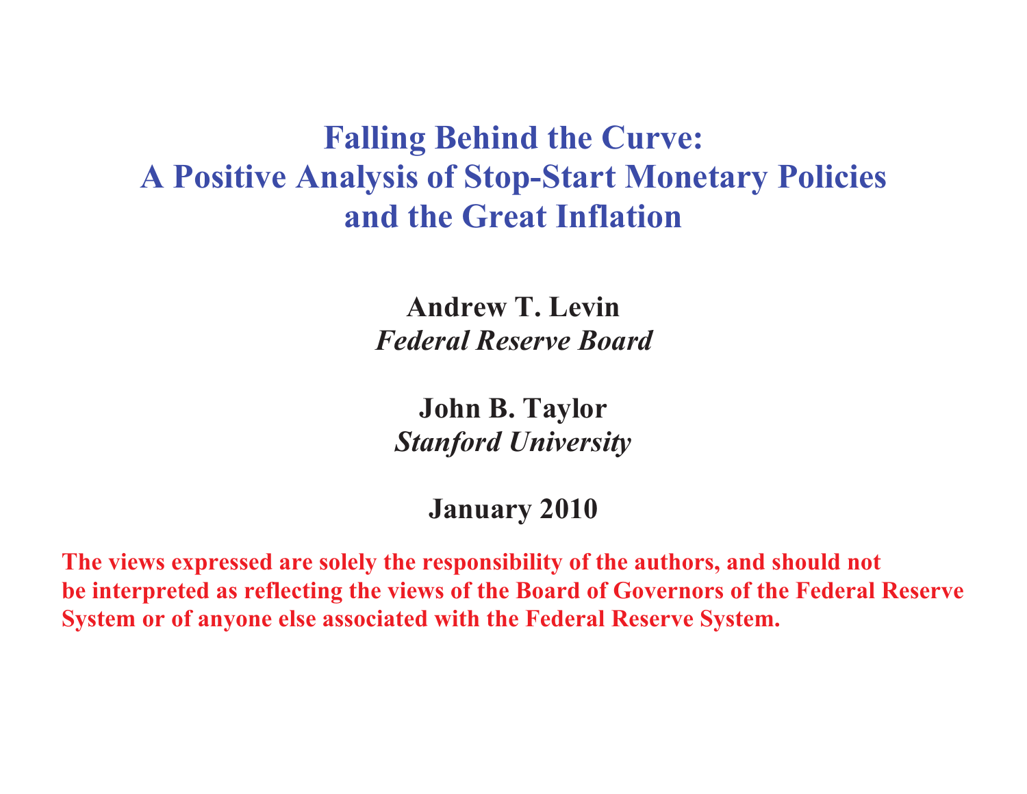# Falling Behind the Curve: A Positive Analysis of Stop-Start Monetary Policies and the Great Inflation

**Andrew T. Levin**
*Federal Reserve Board*

**John B. Taylor**
*Stanford University*

**January 2010**

**The views expressed are solely the responsibility of the authors, and should not be interpreted as reflecting the views of the Board of Governors of the Federal Reserve System or of anyone else associated with the Federal Reserve System.**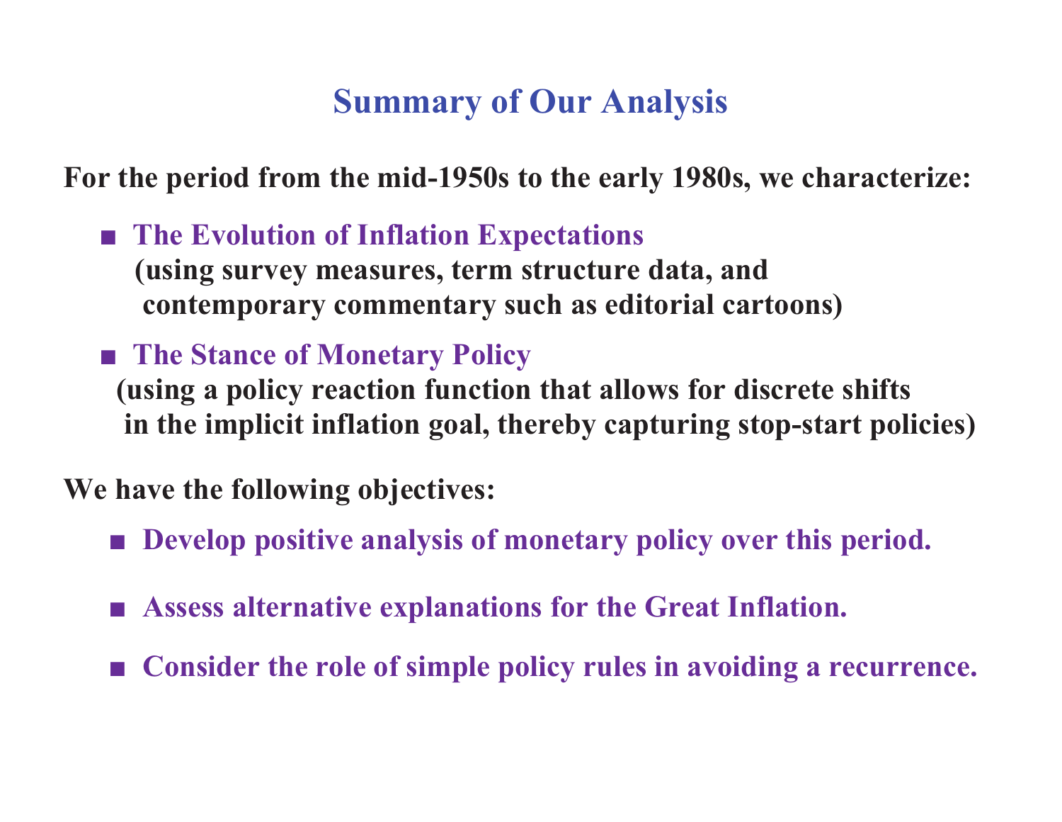# Summary of Our Analysis

**For the period from the mid-1950s to the early 1980s, we characterize:**

- **The Evolution of Inflation Expectations**
  **(using survey measures, term structure data, and contemporary commentary such as editorial cartoons)**

- **The Stance of Monetary Policy**
  **(using a policy reaction function that allows for discrete shifts in the implicit inflation goal, thereby capturing stop-start policies)**

**We have the following objectives:**

- **Develop positive analysis of monetary policy over this period.**
- **Assess alternative explanations for the Great Inflation.**
- **Consider the role of simple policy rules in avoiding a recurrence.**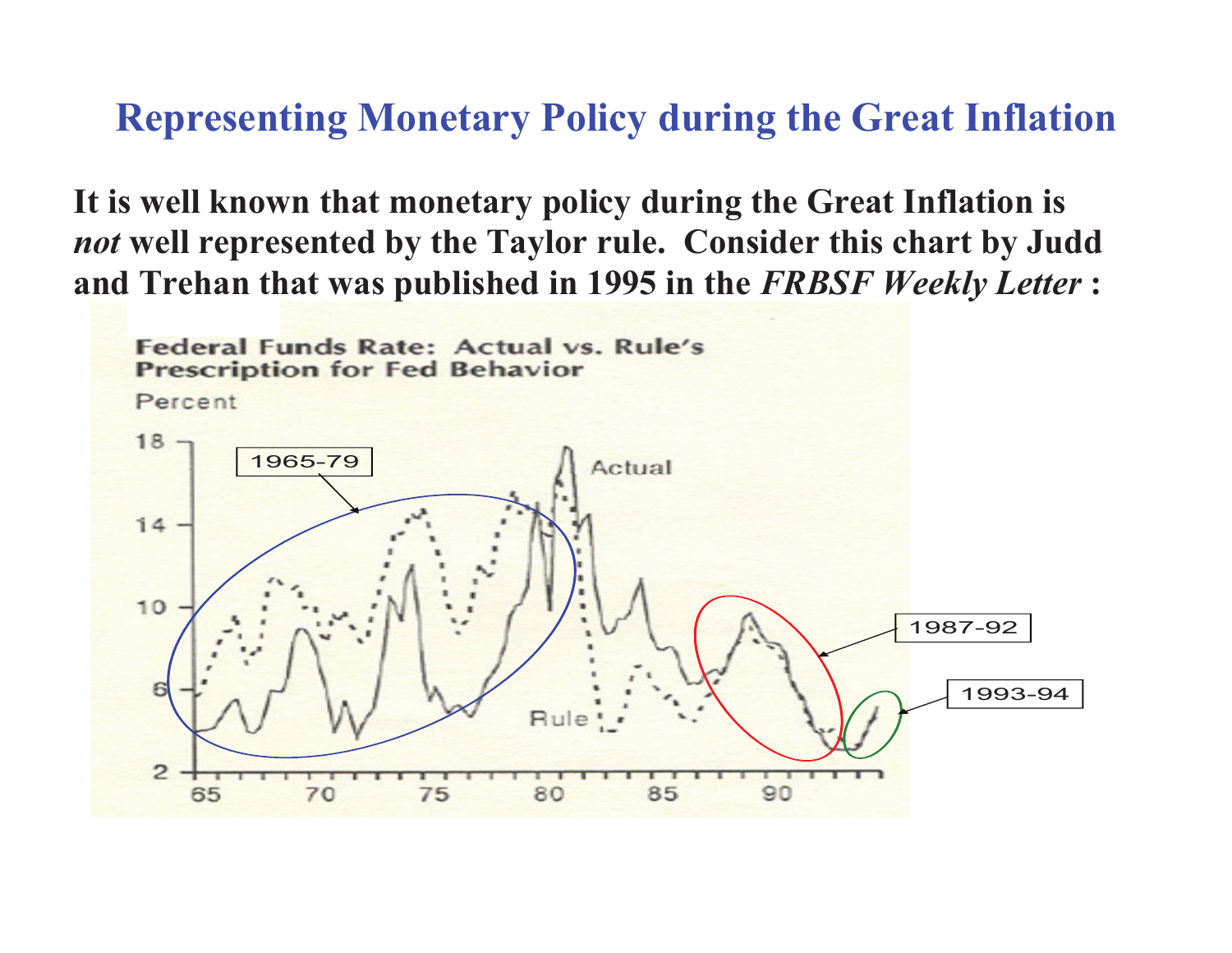# Representing Monetary Policy during the Great Inflation

**It is well known that monetary policy during the Great Inflation is *not* well represented by the Taylor rule. Consider this chart by Judd and Trehan that was published in 1995 in the *FRBSF Weekly Letter* :**

Federal Funds Rate: Actual vs. Rule's Prescription for Fed Behavior

Percent

1965-79

1987-92

1993-94

Actual

Rule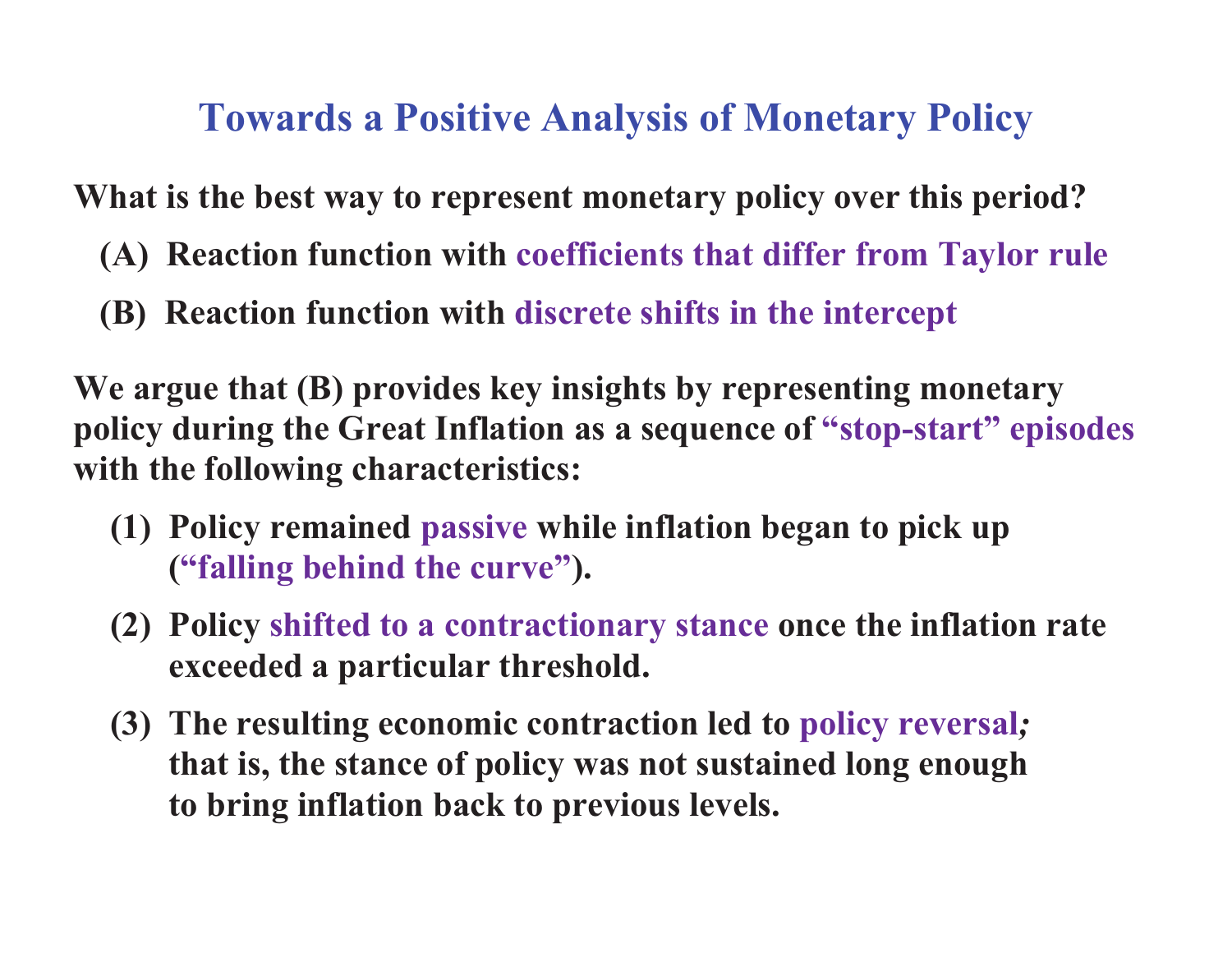# Towards a Positive Analysis of Monetary Policy

**What is the best way to represent monetary policy over this period?**

**(A) Reaction function with coefficients that differ from Taylor rule**

**(B) Reaction function with discrete shifts in the intercept**

**We argue that (B) provides key insights by representing monetary policy during the Great Inflation as a sequence of "stop-start" episodes with the following characteristics:**

1. **Policy remained passive while inflation began to pick up ("falling behind the curve").**
2. **Policy shifted to a contractionary stance once the inflation rate exceeded a particular threshold.**
3. **The resulting economic contraction led to policy reversal*;* that is, the stance of policy was not sustained long enough to bring inflation back to previous levels.**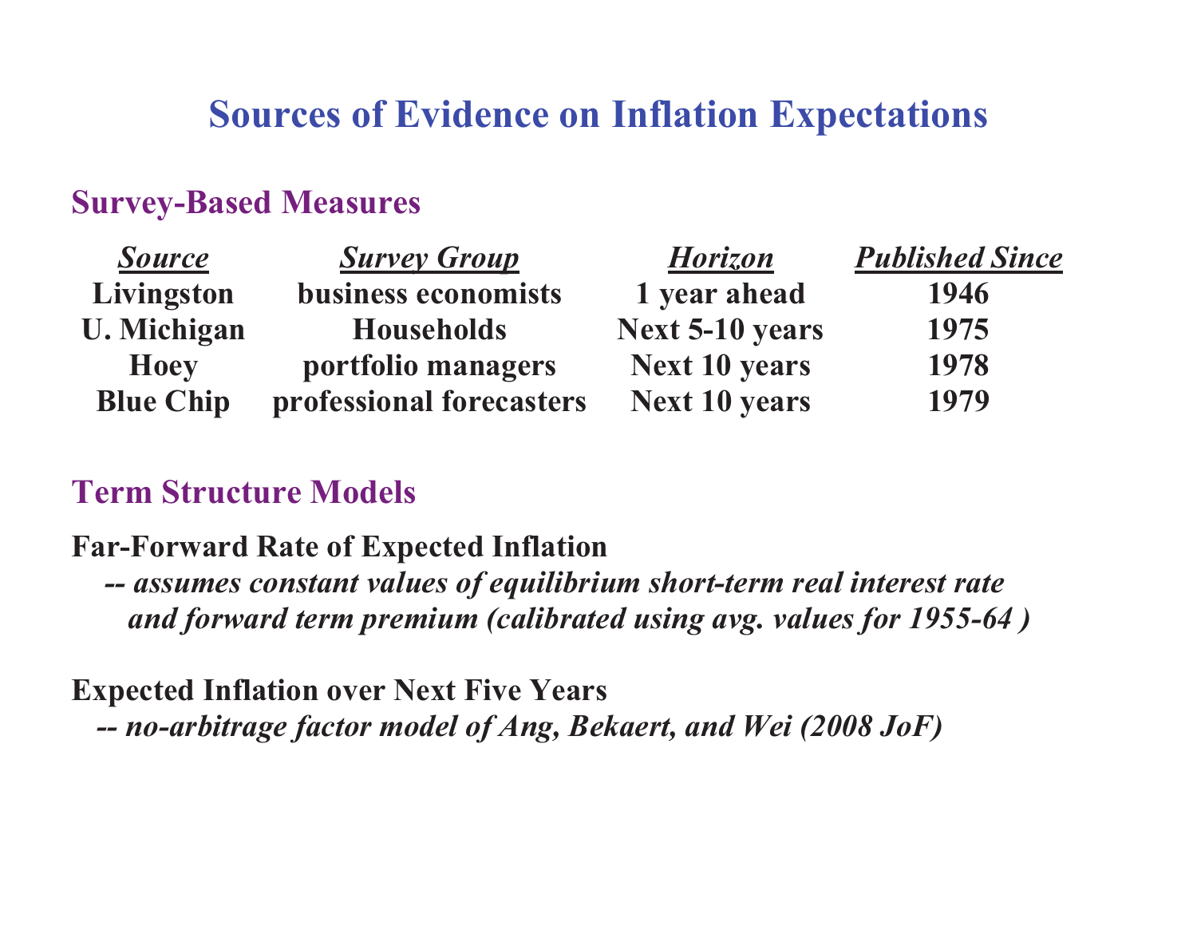# Sources of Evidence on Inflation Expectations

## Survey-Based Measures

| *Source* | *Survey Group* | *Horizon* | *Published Since* |
|---|---|---|---|
| **Livingston** | **business economists** | **1 year ahead** | **1946** |
| **U. Michigan** | **Households** | **Next 5-10 years** | **1975** |
| **Hoey** | **portfolio managers** | **Next 10 years** | **1978** |
| **Blue Chip** | **professional forecasters** | **Next 10 years** | **1979** |

## Term Structure Models

**Far-Forward Rate of Expected Inflation**

***-- assumes constant values of equilibrium short-term real interest rate and forward term premium (calibrated using avg. values for 1955-64 )***

**Expected Inflation over Next Five Years**

***-- no-arbitrage factor model of Ang, Bekaert, and Wei (2008 JoF)***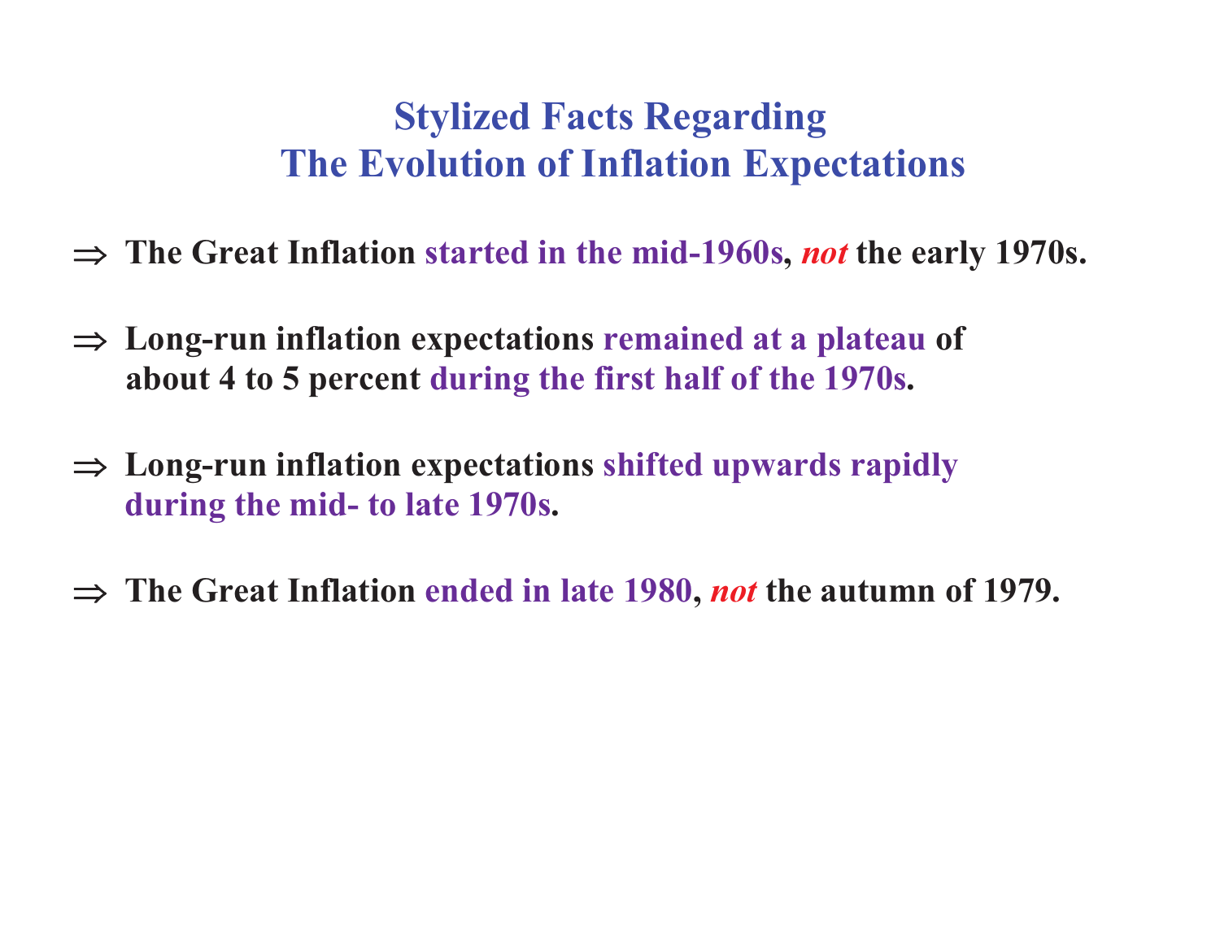# Stylized Facts Regarding The Evolution of Inflation Expectations

- ⇒ **The Great Inflation started in the mid-1960s, *not* the early 1970s.**

- ⇒ **Long-run inflation expectations remained at a plateau of about 4 to 5 percent during the first half of the 1970s.**

- ⇒ **Long-run inflation expectations shifted upwards rapidly during the mid- to late 1970s.**

- ⇒ **The Great Inflation ended in late 1980, *not* the autumn of 1979.**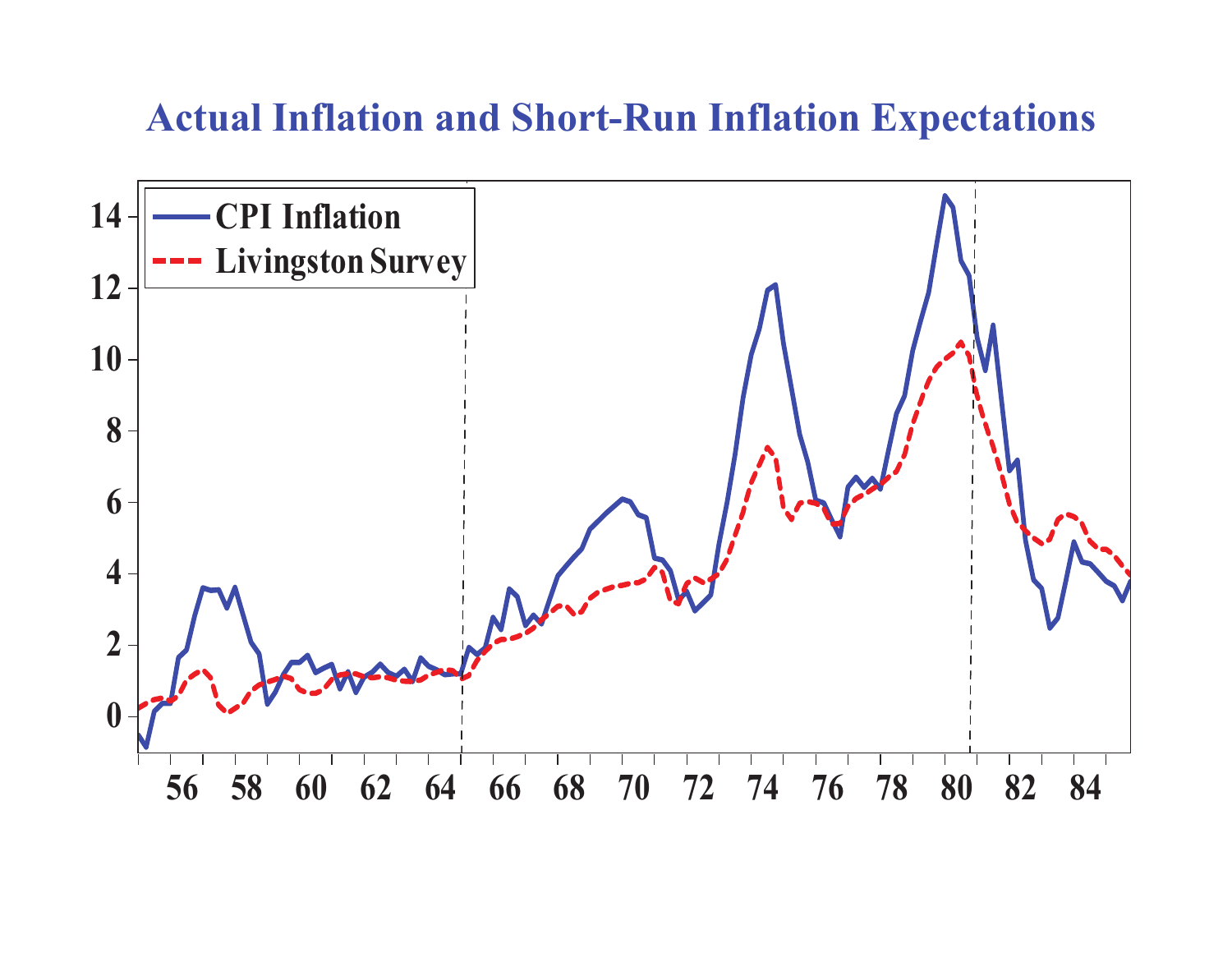# Actual Inflation and Short-Run Inflation Expectations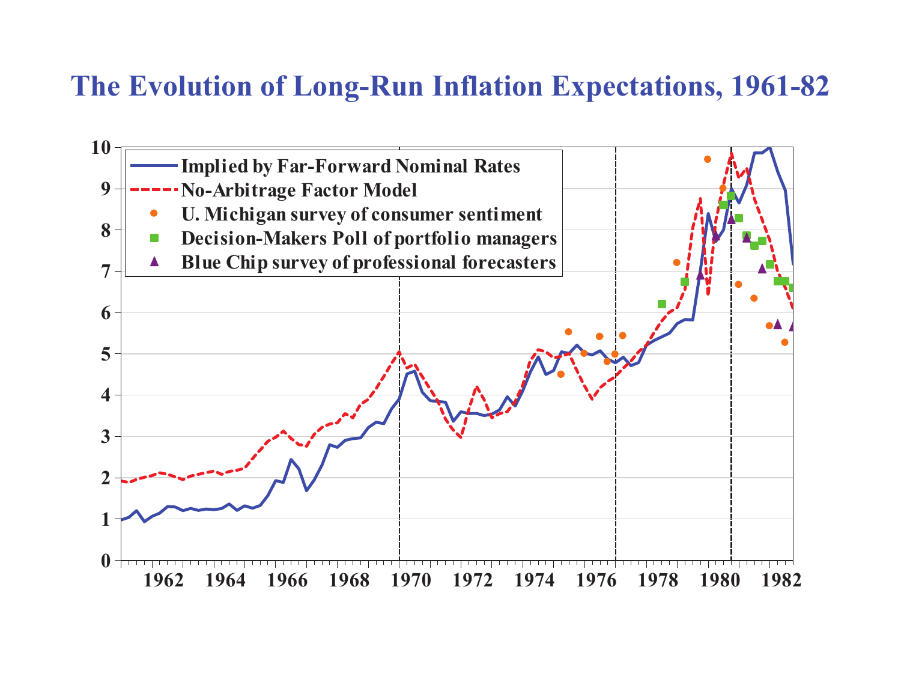# The Evolution of Long-Run Inflation Expectations, 1961-82

- Implied by Far-Forward Nominal Rates
- No-Arbitrage Factor Model
- U. Michigan survey of consumer sentiment
- Decision-Makers Poll of portfolio managers
- Blue Chip survey of professional forecasters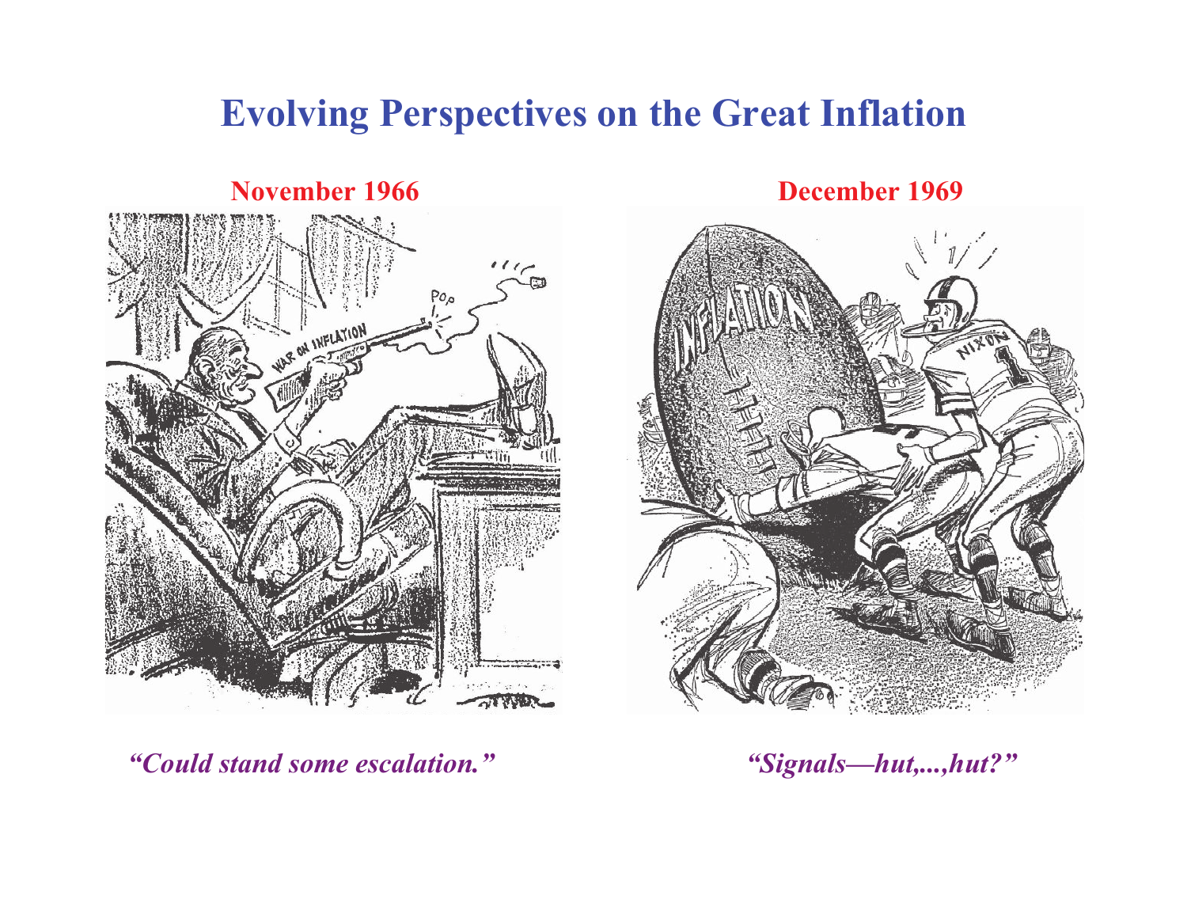# Evolving Perspectives on the Great Inflation

**November 1966**

*"Could stand some escalation."*

**December 1969**

*"Signals—hut,...,hut?"*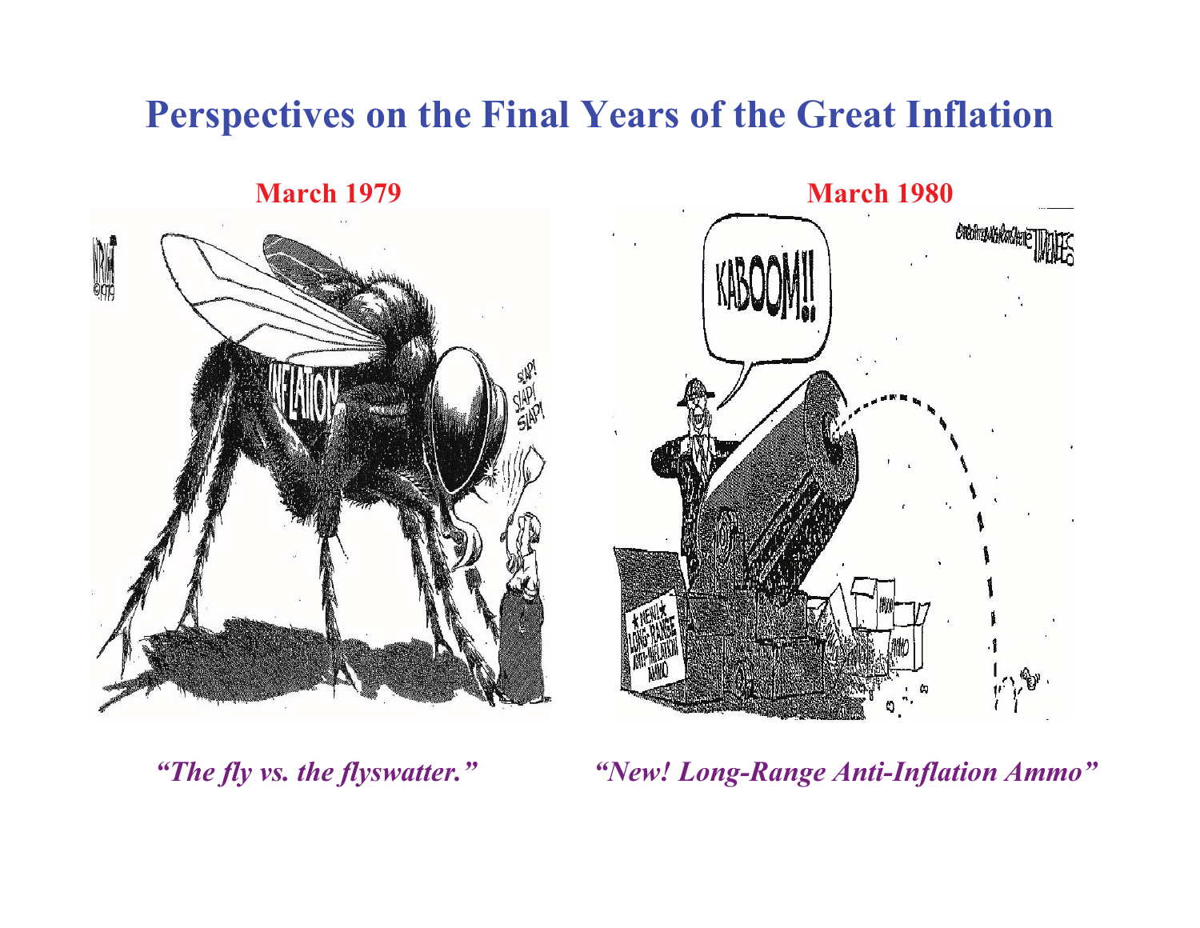# Perspectives on the Final Years of the Great Inflation

**March 1979**

*"The fly vs. the flyswatter."*

**March 1980**

*"New! Long-Range Anti-Inflation Ammo"*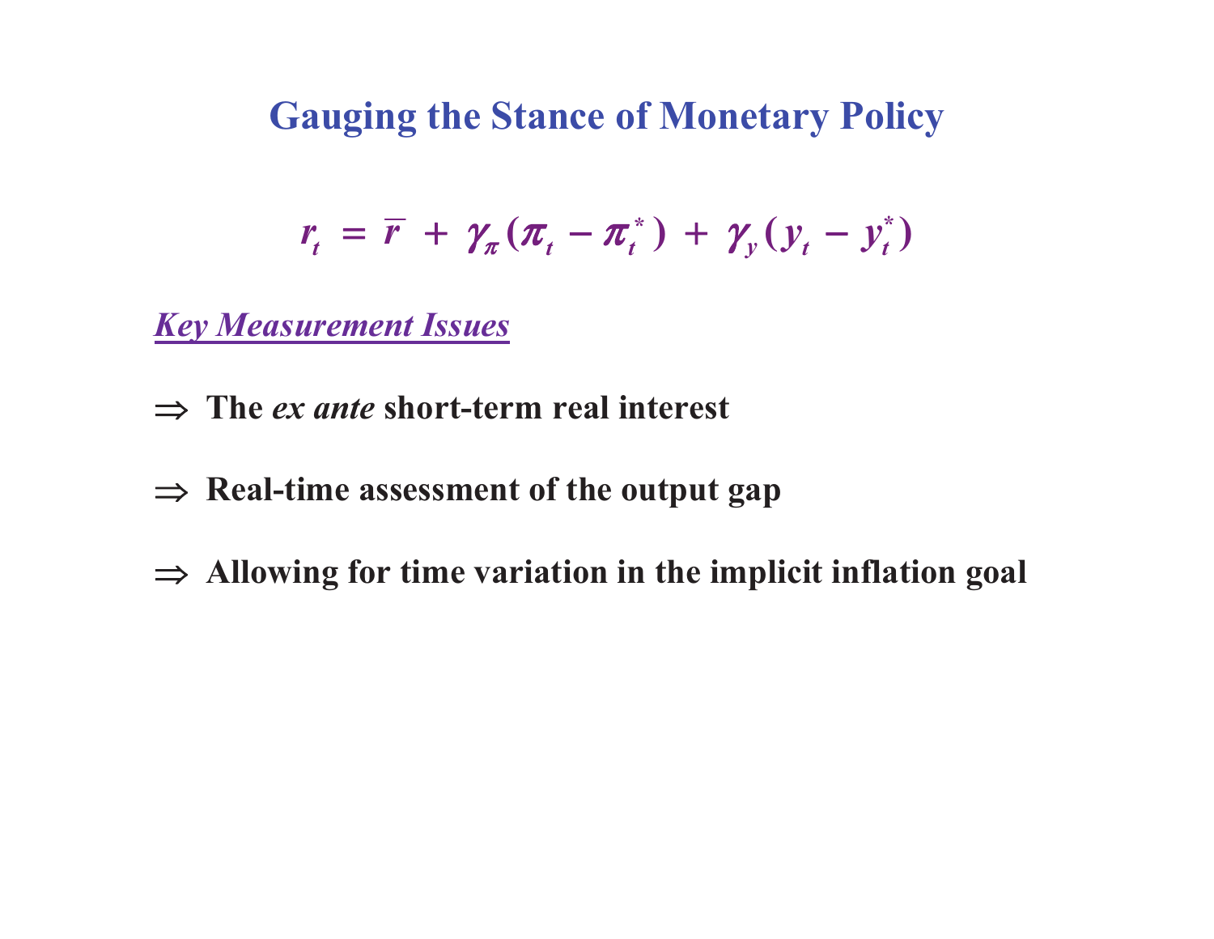# Gauging the Stance of Monetary Policy

$$r_t = \bar{r} + \gamma_\pi(\pi_t - \pi_t^*) + \gamma_y(y_t - y_t^*)$$

***Key Measurement Issues***

⇒ **The *ex ante* short-term real interest**

⇒ **Real-time assessment of the output gap**

⇒ **Allowing for time variation in the implicit inflation goal**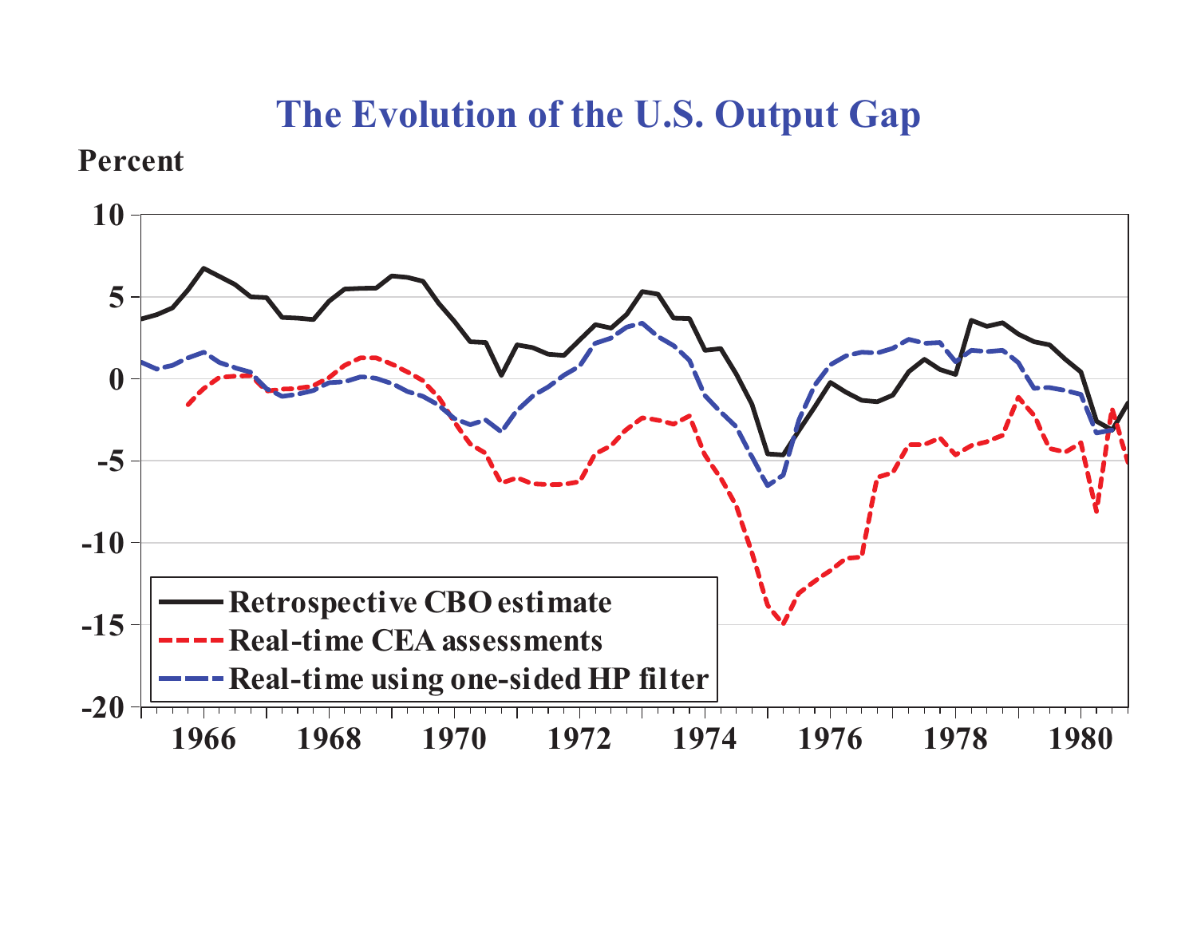## The Evolution of the U.S. Output Gap

Percent

- Retrospective CBO estimate
- Real-time CEA assessments
- Real-time using one-sided HP filter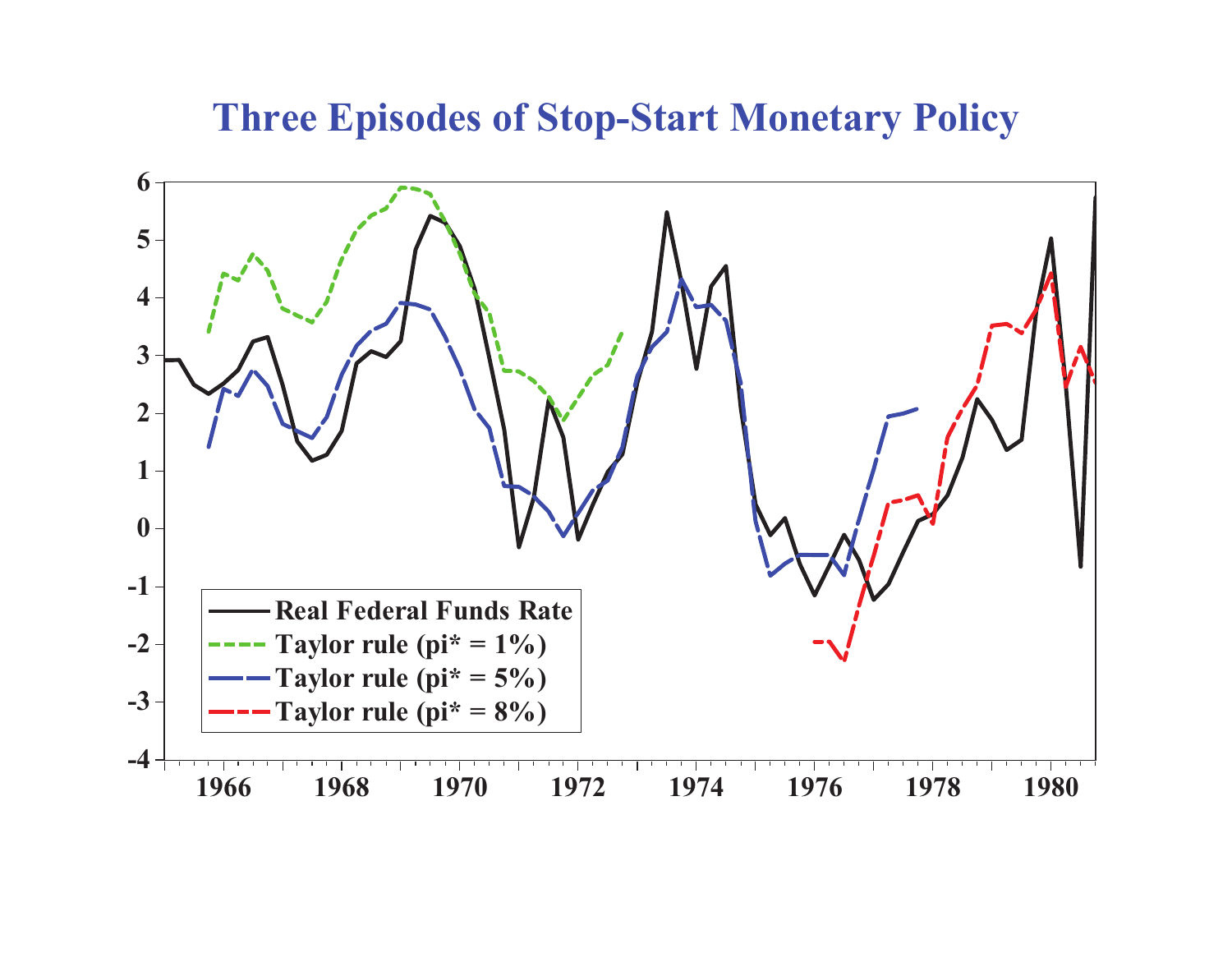# Three Episodes of Stop-Start Monetary Policy

- Real Federal Funds Rate
- Taylor rule (pi* = 1%)
- Taylor rule (pi* = 5%)
- Taylor rule (pi* = 8%)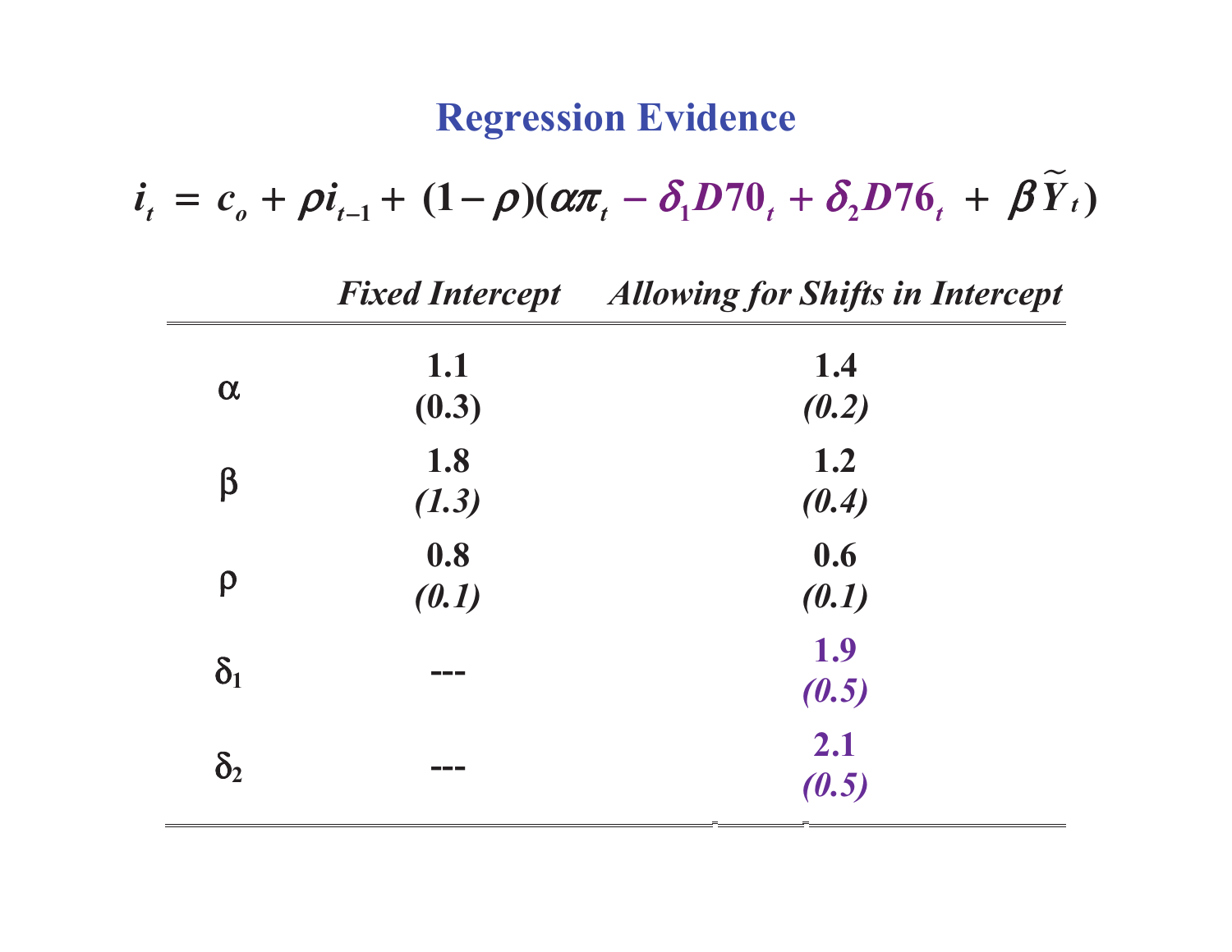# Regression Evidence

$$i_t = c_o + \rho i_{t-1} + (1-\rho)(\alpha \pi_t - \delta_1 D70_t + \delta_2 D76_t + \beta \widetilde{Y}_t)$$

| | *Fixed Intercept* | *Allowing for Shifts in Intercept* |
|---|---|---|
| $\alpha$ | **1.1** **(0.3)** | **1.4** ***(0.2)*** |
| $\beta$ | **1.8** ***(1.3)*** | **1.2** ***(0.4)*** |
| $\rho$ | **0.8** ***(0.1)*** | **0.6** ***(0.1)*** |
| $\delta_1$ | --- | **1.9** ***(0.5)*** |
| $\delta_2$ | --- | **2.1** ***(0.5)*** |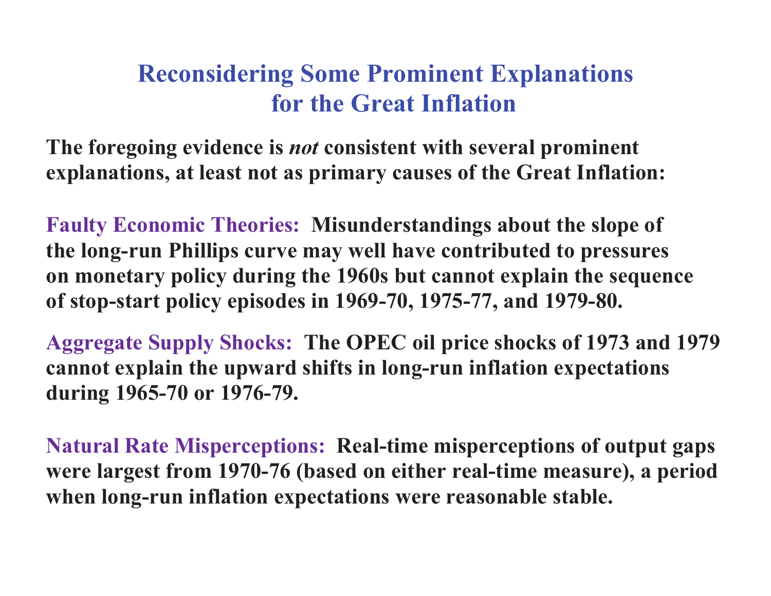# Reconsidering Some Prominent Explanations for the Great Inflation

**The foregoing evidence is *not* consistent with several prominent explanations, at least not as primary causes of the Great Inflation:**

**Faulty Economic Theories:** **Misunderstandings about the slope of the long-run Phillips curve may well have contributed to pressures on monetary policy during the 1960s but cannot explain the sequence of stop-start policy episodes in 1969-70, 1975-77, and 1979-80.**

**Aggregate Supply Shocks:** **The OPEC oil price shocks of 1973 and 1979 cannot explain the upward shifts in long-run inflation expectations during 1965-70 or 1976-79.**

**Natural Rate Misperceptions:** **Real-time misperceptions of output gaps were largest from 1970-76 (based on either real-time measure), a period when long-run inflation expectations were reasonable stable.**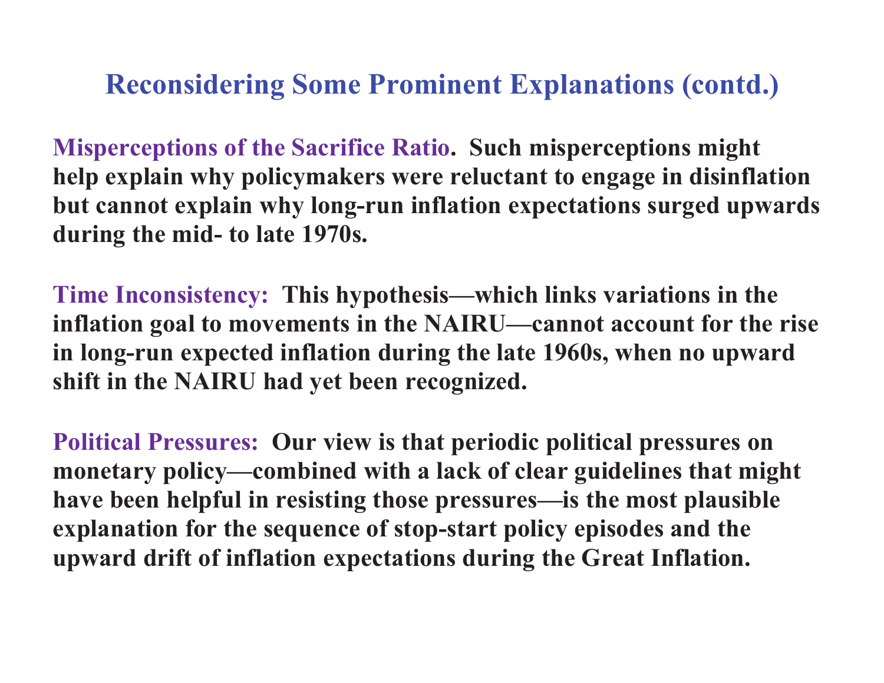## Reconsidering Some Prominent Explanations (contd.)

**Misperceptions of the Sacrifice Ratio.** Such misperceptions might help explain why policymakers were reluctant to engage in disinflation but cannot explain why long-run inflation expectations surged upwards during the mid- to late 1970s.

**Time Inconsistency:** This hypothesis—which links variations in the inflation goal to movements in the NAIRU—cannot account for the rise in long-run expected inflation during the late 1960s, when no upward shift in the NAIRU had yet been recognized.

**Political Pressures:** Our view is that periodic political pressures on monetary policy—combined with a lack of clear guidelines that might have been helpful in resisting those pressures—is the most plausible explanation for the sequence of stop-start policy episodes and the upward drift of inflation expectations during the Great Inflation.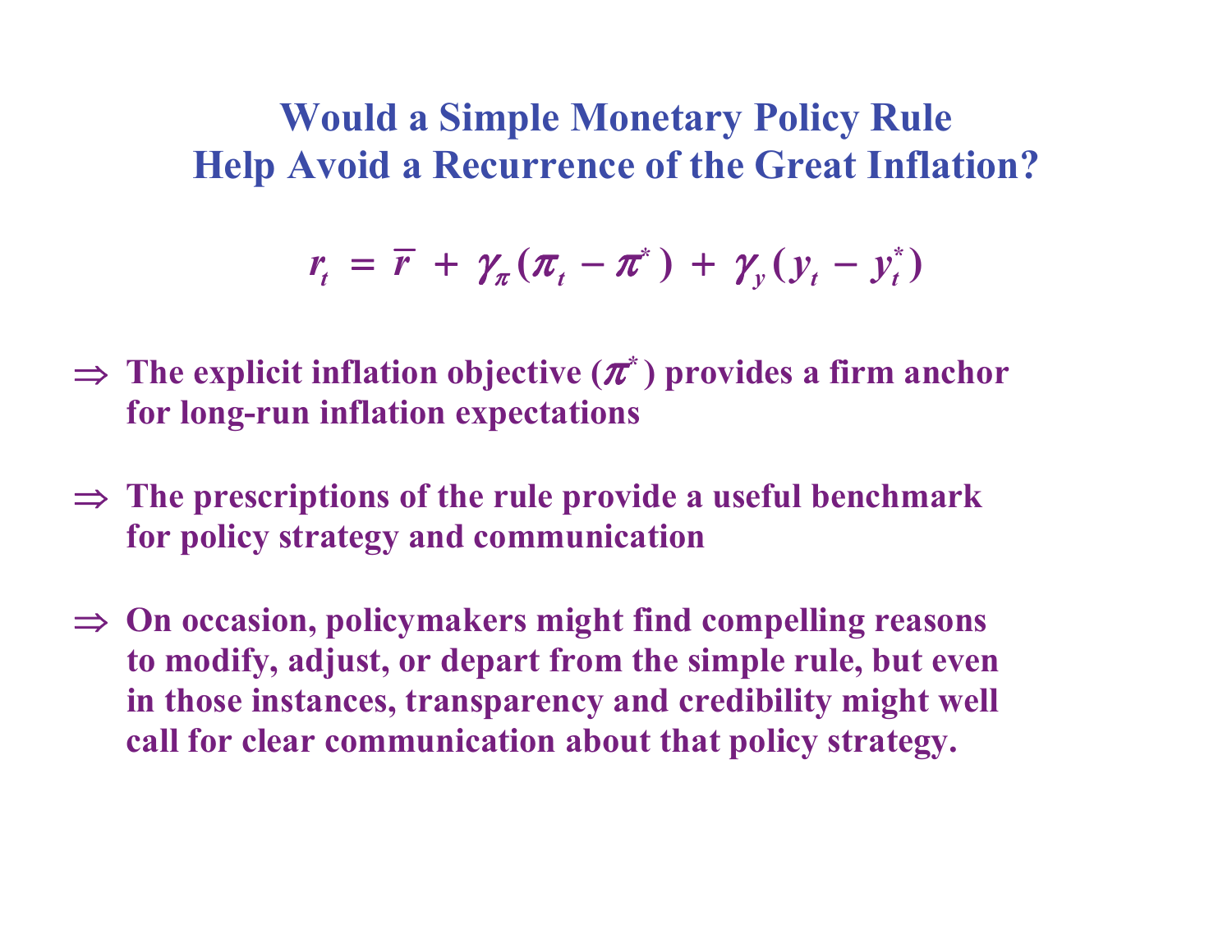# Would a Simple Monetary Policy Rule Help Avoid a Recurrence of the Great Inflation?

$$r_t = \bar{r} + \gamma_\pi (\pi_t - \pi^*) + \gamma_y (y_t - y_t^*)$$

⇒ **The explicit inflation objective ($\pi^*$) provides a firm anchor for long-run inflation expectations**

⇒ **The prescriptions of the rule provide a useful benchmark for policy strategy and communication**

⇒ **On occasion, policymakers might find compelling reasons to modify, adjust, or depart from the simple rule, but even in those instances, transparency and credibility might well call for clear communication about that policy strategy.**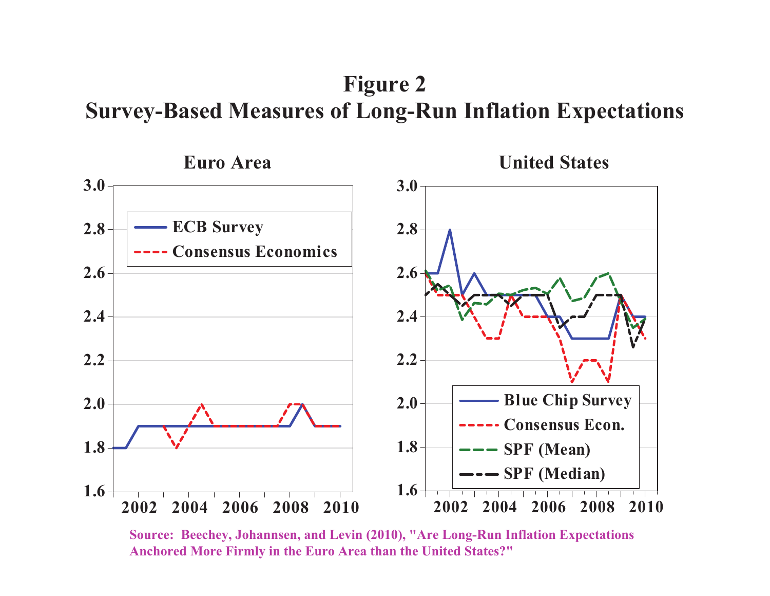# Figure 2
## Survey-Based Measures of Long-Run Inflation Expectations

### Euro Area

- ECB Survey
- Consensus Economics

### United States

- Blue Chip Survey
- Consensus Econ.
- SPF (Mean)
- SPF (Median)

Source: Beechey, Johannsen, and Levin (2010), "Are Long-Run Inflation Expectations Anchored More Firmly in the Euro Area than the United States?"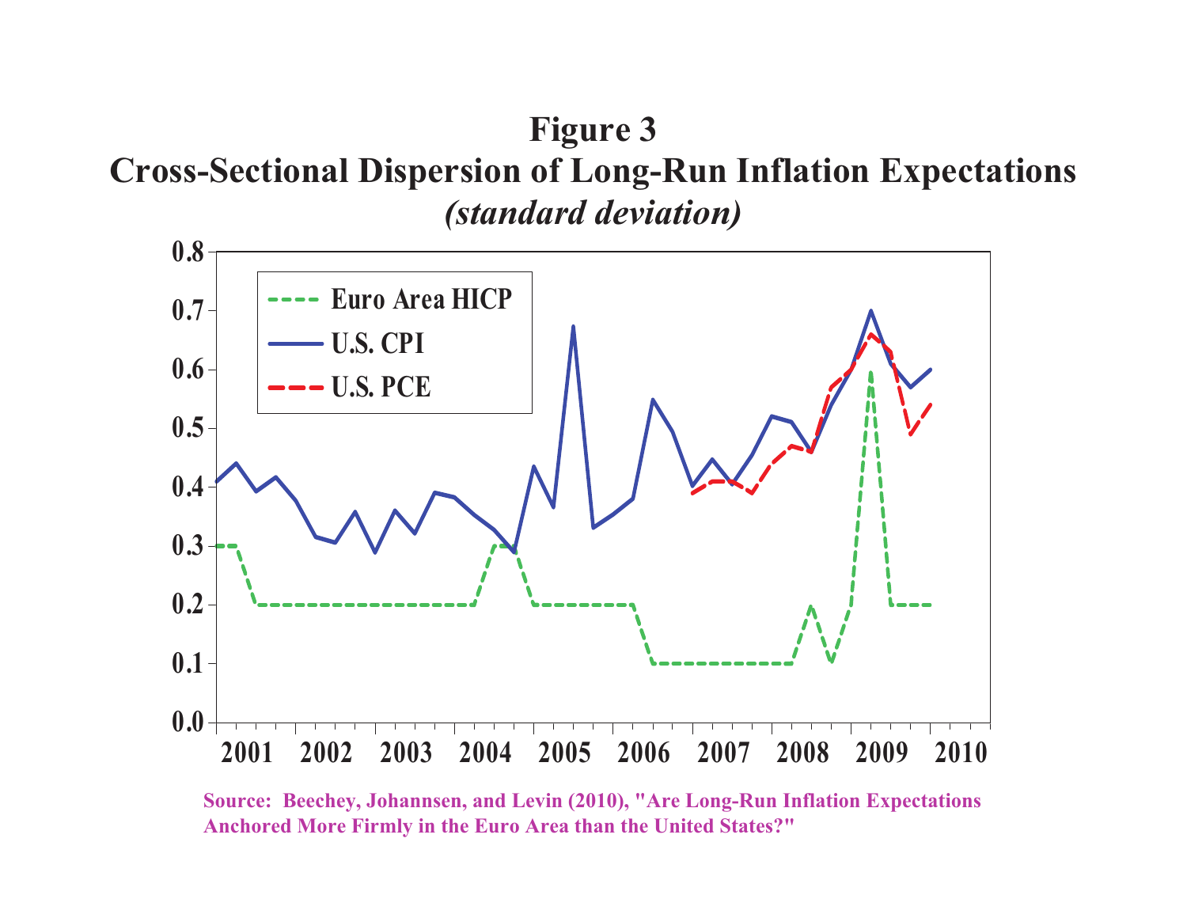# Figure 3

## Cross-Sectional Dispersion of Long-Run Inflation Expectations

*(standard deviation)*

Source: Beechey, Johannsen, and Levin (2010), "Are Long-Run Inflation Expectations Anchored More Firmly in the Euro Area than the United States?"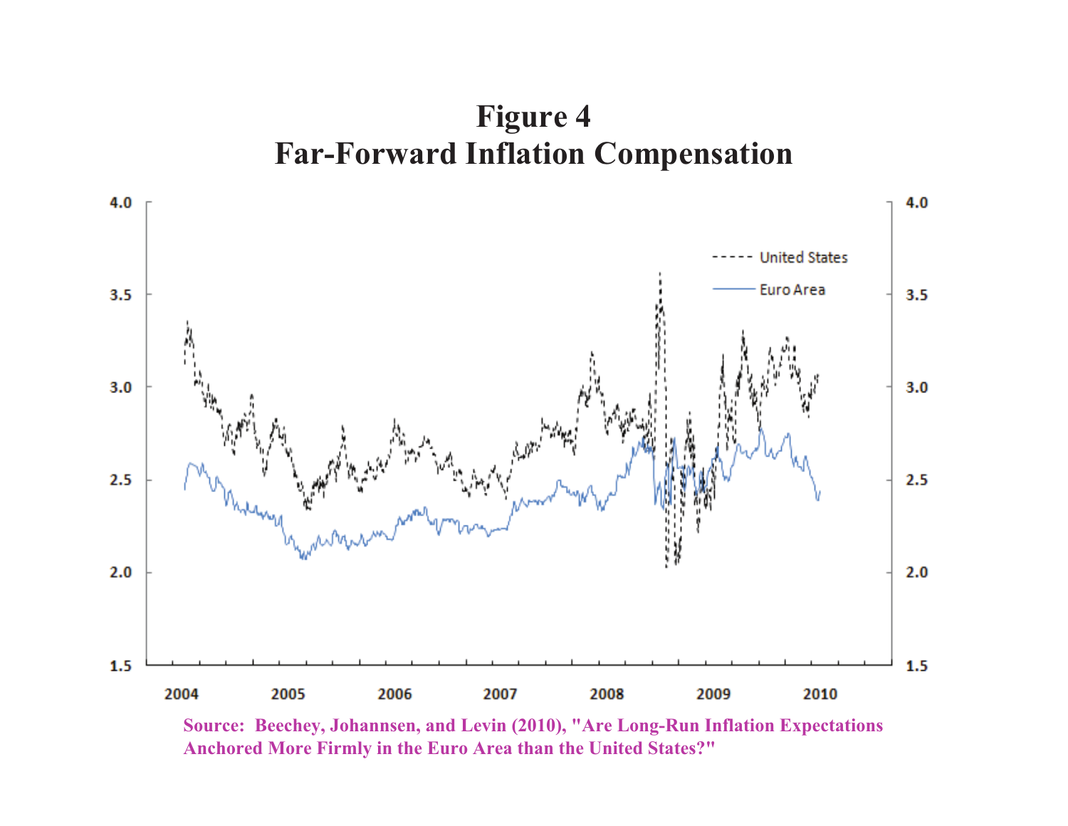# Figure 4
## Far-Forward Inflation Compensation

4.0
3.5
3.0
2.5
2.0
1.5

United States
Euro Area

2004
2005
2006
2007
2008
2009
2010

Source: Beechey, Johannsen, and Levin (2010), "Are Long-Run Inflation Expectations Anchored More Firmly in the Euro Area than the United States?"